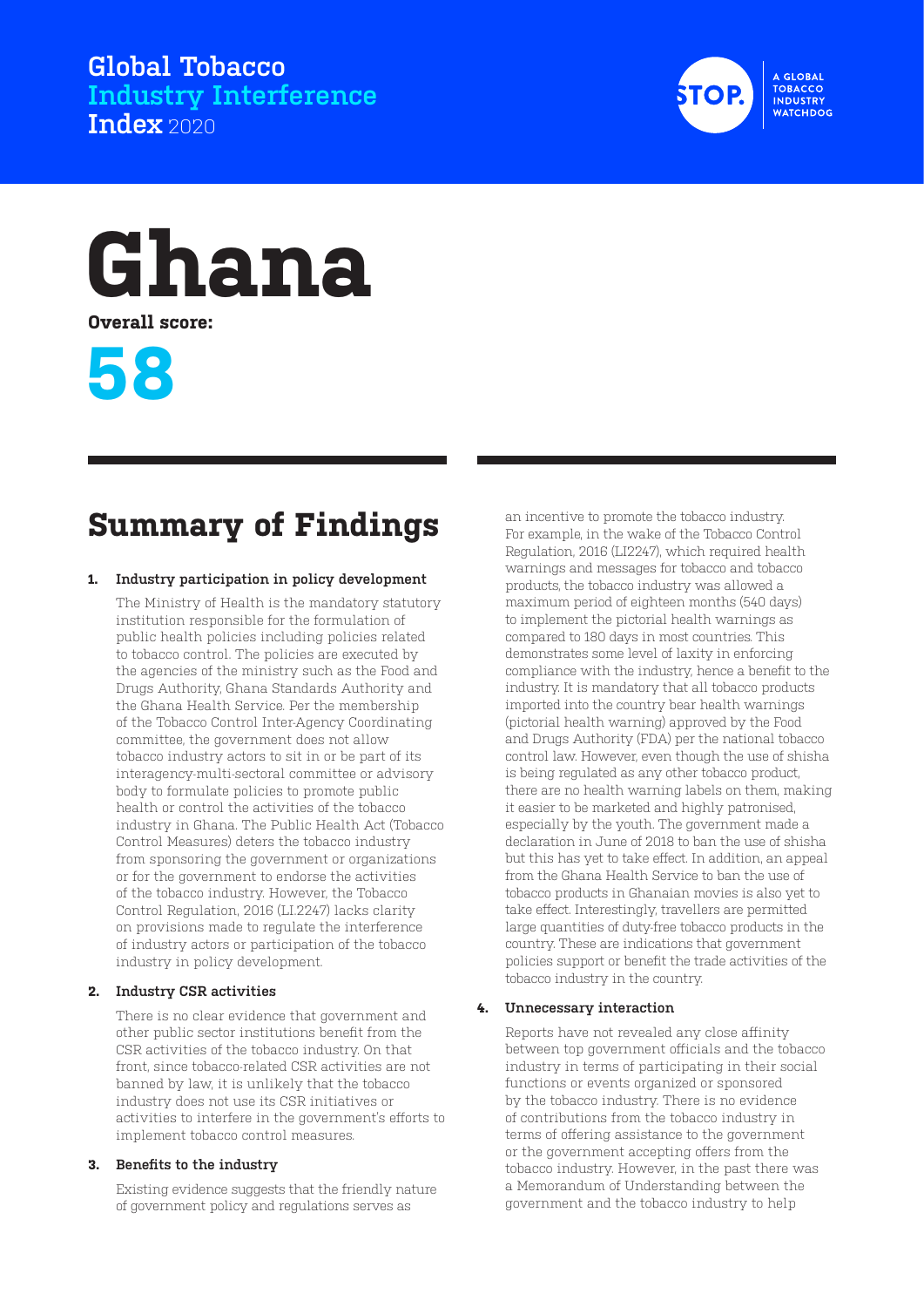Global Tobacco
Industry Interference
Index 2020

STOP. A GLOBAL TOBACCO INDUSTRY WATCHDOG

# Ghana

**Overall score:**

# 58

## Summary of Findings

### 1. Industry participation in policy development

The Ministry of Health is the mandatory statutory institution responsible for the formulation of public health policies including policies related to tobacco control. The policies are executed by the agencies of the ministry such as the Food and Drugs Authority, Ghana Standards Authority and the Ghana Health Service. Per the membership of the Tobacco Control Inter-Agency Coordinating committee, the government does not allow tobacco industry actors to sit in or be part of its interagency-multi-sectoral committee or advisory body to formulate policies to promote public health or control the activities of the tobacco industry in Ghana. The Public Health Act (Tobacco Control Measures) deters the tobacco industry from sponsoring the government or organizations or for the government to endorse the activities of the tobacco industry. However, the Tobacco Control Regulation, 2016 (LI.2247) lacks clarity on provisions made to regulate the interference of industry actors or participation of the tobacco industry in policy development.

### 2. Industry CSR activities

There is no clear evidence that government and other public sector institutions benefit from the CSR activities of the tobacco industry. On that front, since tobacco-related CSR activities are not banned by law, it is unlikely that the tobacco industry does not use its CSR initiatives or activities to interfere in the government's efforts to implement tobacco control measures.

### 3. Benefits to the industry

Existing evidence suggests that the friendly nature of government policy and regulations serves as an incentive to promote the tobacco industry. For example, in the wake of the Tobacco Control Regulation, 2016 (LI2247), which required health warnings and messages for tobacco and tobacco products, the tobacco industry was allowed a maximum period of eighteen months (540 days) to implement the pictorial health warnings as compared to 180 days in most countries. This demonstrates some level of laxity in enforcing compliance with the industry, hence a benefit to the industry. It is mandatory that all tobacco products imported into the country bear health warnings (pictorial health warning) approved by the Food and Drugs Authority (FDA) per the national tobacco control law. However, even though the use of shisha is being regulated as any other tobacco product, there are no health warning labels on them, making it easier to be marketed and highly patronised, especially by the youth. The government made a declaration in June of 2018 to ban the use of shisha but this has yet to take effect. In addition, an appeal from the Ghana Health Service to ban the use of tobacco products in Ghanaian movies is also yet to take effect. Interestingly, travellers are permitted large quantities of duty-free tobacco products in the country. These are indications that government policies support or benefit the trade activities of the tobacco industry in the country.

### 4. Unnecessary interaction

Reports have not revealed any close affinity between top government officials and the tobacco industry in terms of participating in their social functions or events organized or sponsored by the tobacco industry. There is no evidence of contributions from the tobacco industry in terms of offering assistance to the government or the government accepting offers from the tobacco industry. However, in the past there was a Memorandum of Understanding between the government and the tobacco industry to help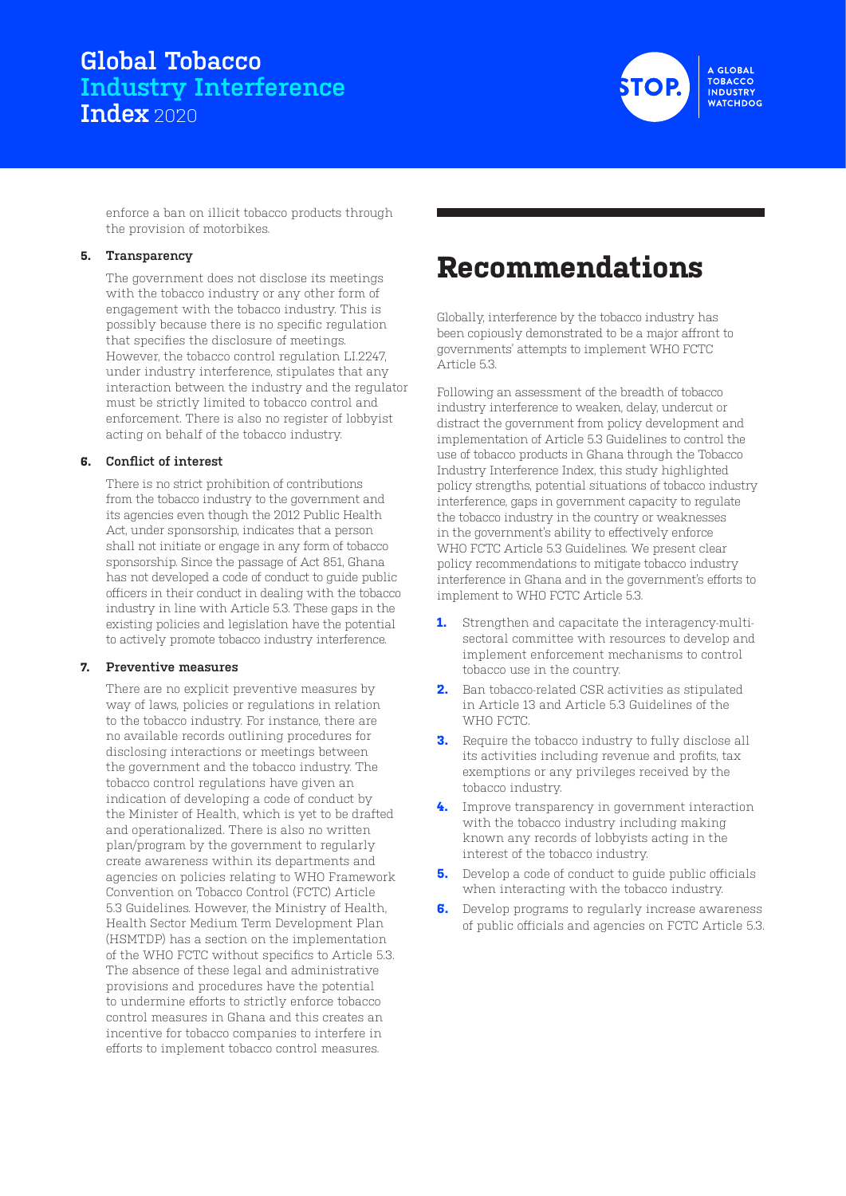enforce a ban on illicit tobacco products through the provision of motorbikes.

5. **Transparency**

   The government does not disclose its meetings with the tobacco industry or any other form of engagement with the tobacco industry. This is possibly because there is no specific regulation that specifies the disclosure of meetings. However, the tobacco control regulation LI.2247, under industry interference, stipulates that any interaction between the industry and the regulator must be strictly limited to tobacco control and enforcement. There is also no register of lobbyist acting on behalf of the tobacco industry.

6. **Conflict of interest**

   There is no strict prohibition of contributions from the tobacco industry to the government and its agencies even though the 2012 Public Health Act, under sponsorship, indicates that a person shall not initiate or engage in any form of tobacco sponsorship. Since the passage of Act 851, Ghana has not developed a code of conduct to guide public officers in their conduct in dealing with the tobacco industry in line with Article 5.3. These gaps in the existing policies and legislation have the potential to actively promote tobacco industry interference.

7. **Preventive measures**

   There are no explicit preventive measures by way of laws, policies or regulations in relation to the tobacco industry. For instance, there are no available records outlining procedures for disclosing interactions or meetings between the government and the tobacco industry. The tobacco control regulations have given an indication of developing a code of conduct by the Minister of Health, which is yet to be drafted and operationalized. There is also no written plan/program by the government to regularly create awareness within its departments and agencies on policies relating to WHO Framework Convention on Tobacco Control (FCTC) Article 5.3 Guidelines. However, the Ministry of Health, Health Sector Medium Term Development Plan (HSMTDP) has a section on the implementation of the WHO FCTC without specifics to Article 5.3. The absence of these legal and administrative provisions and procedures have the potential to undermine efforts to strictly enforce tobacco control measures in Ghana and this creates an incentive for tobacco companies to interfere in efforts to implement tobacco control measures.

# Recommendations

Globally, interference by the tobacco industry has been copiously demonstrated to be a major affront to governments' attempts to implement WHO FCTC Article 5.3.

Following an assessment of the breadth of tobacco industry interference to weaken, delay, undercut or distract the government from policy development and implementation of Article 5.3 Guidelines to control the use of tobacco products in Ghana through the Tobacco Industry Interference Index, this study highlighted policy strengths, potential situations of tobacco industry interference, gaps in government capacity to regulate the tobacco industry in the country or weaknesses in the government's ability to effectively enforce WHO FCTC Article 5.3 Guidelines. We present clear policy recommendations to mitigate tobacco industry interference in Ghana and in the government's efforts to implement to WHO FCTC Article 5.3.

1. Strengthen and capacitate the interagency-multi-sectoral committee with resources to develop and implement enforcement mechanisms to control tobacco use in the country.
2. Ban tobacco-related CSR activities as stipulated in Article 13 and Article 5.3 Guidelines of the WHO FCTC.
3. Require the tobacco industry to fully disclose all its activities including revenue and profits, tax exemptions or any privileges received by the tobacco industry.
4. Improve transparency in government interaction with the tobacco industry including making known any records of lobbyists acting in the interest of the tobacco industry.
5. Develop a code of conduct to guide public officials when interacting with the tobacco industry.
6. Develop programs to regularly increase awareness of public officials and agencies on FCTC Article 5.3.